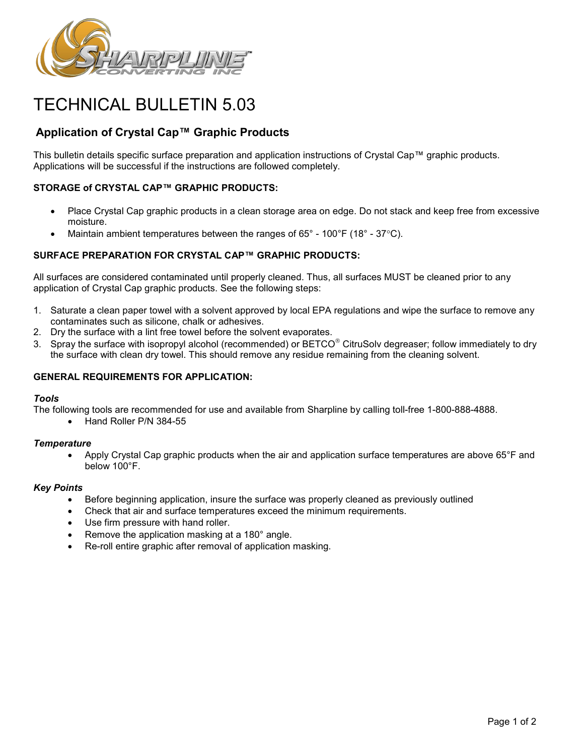# TECHNICAL BULLETIN 5.03

## Application of Crystal Cap™ Graphic Products

This bulletin details specific surface preparation and application instructions of Crystal Cap™ graphic products. Applications will be successful if the instructions are followed completely.

### STORAGE of CRYSTAL CAP™ GRAPHIC PRODUCTS:

- Place Crystal Cap graphic products in a clean storage area on edge. Do not stack and keep free from excessive moisture.
- Maintain ambient temperatures between the ranges of 65° - 100°F (18° - 37°C).

### SURFACE PREPARATION FOR CRYSTAL CAP™ GRAPHIC PRODUCTS:

All surfaces are considered contaminated until properly cleaned. Thus, all surfaces MUST be cleaned prior to any application of Crystal Cap graphic products. See the following steps:

1. Saturate a clean paper towel with a solvent approved by local EPA regulations and wipe the surface to remove any contaminates such as silicone, chalk or adhesives.
2. Dry the surface with a lint free towel before the solvent evaporates.
3. Spray the surface with isopropyl alcohol (recommended) or BETCO® CitruSolv degreaser; follow immediately to dry the surface with clean dry towel. This should remove any residue remaining from the cleaning solvent.

### GENERAL REQUIREMENTS FOR APPLICATION:

***Tools***

The following tools are recommended for use and available from Sharpline by calling toll-free 1-800-888-4888.

- Hand Roller P/N 384-55

***Temperature***

- Apply Crystal Cap graphic products when the air and application surface temperatures are above 65°F and below 100°F.

***Key Points***

- Before beginning application, insure the surface was properly cleaned as previously outlined
- Check that air and surface temperatures exceed the minimum requirements.
- Use firm pressure with hand roller.
- Remove the application masking at a 180° angle.
- Re-roll entire graphic after removal of application masking.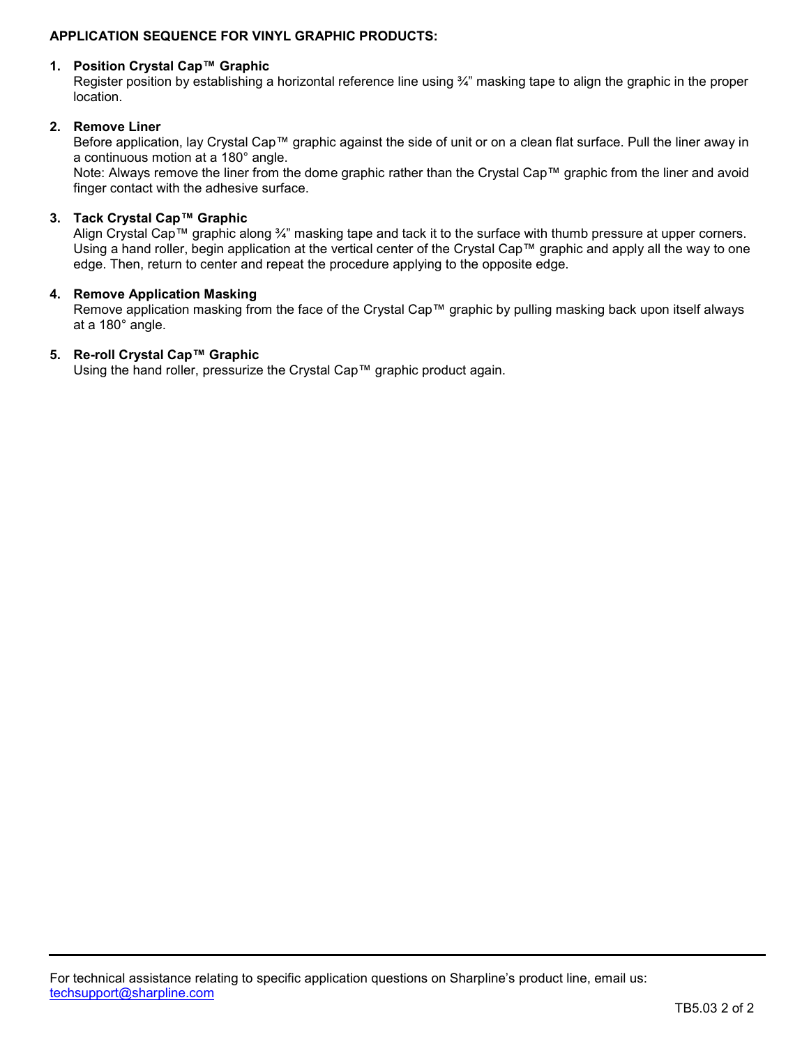**APPLICATION SEQUENCE FOR VINYL GRAPHIC PRODUCTS:**

1. **Position Crystal Cap™ Graphic**
   Register position by establishing a horizontal reference line using ¾" masking tape to align the graphic in the proper location.

2. **Remove Liner**
   Before application, lay Crystal Cap™ graphic against the side of unit or on a clean flat surface. Pull the liner away in a continuous motion at a 180° angle.
   Note: Always remove the liner from the dome graphic rather than the Crystal Cap™ graphic from the liner and avoid finger contact with the adhesive surface.

3. **Tack Crystal Cap™ Graphic**
   Align Crystal Cap™ graphic along ¾" masking tape and tack it to the surface with thumb pressure at upper corners. Using a hand roller, begin application at the vertical center of the Crystal Cap™ graphic and apply all the way to one edge. Then, return to center and repeat the procedure applying to the opposite edge.

4. **Remove Application Masking**
   Remove application masking from the face of the Crystal Cap™ graphic by pulling masking back upon itself always at a 180° angle.

5. **Re-roll Crystal Cap™ Graphic**
   Using the hand roller, pressurize the Crystal Cap™ graphic product again.

---

For technical assistance relating to specific application questions on Sharpline's product line, email us: techsupport@sharpline.com

TB5.03